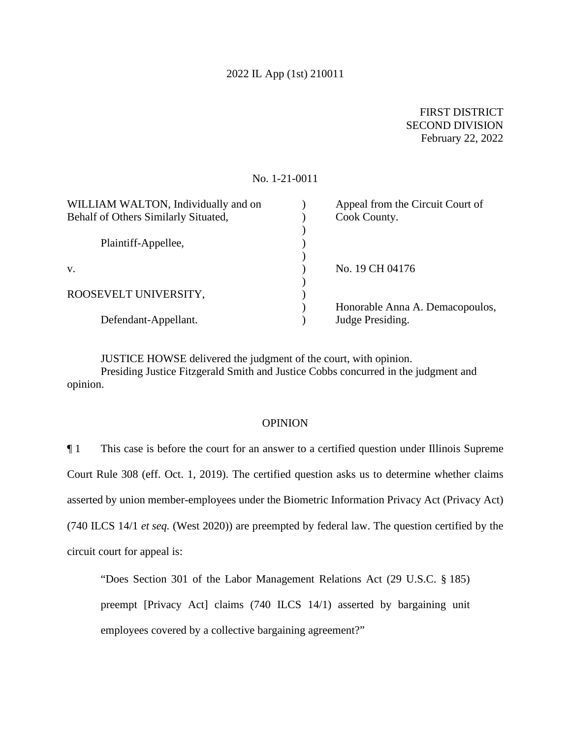2022 IL App (1st) 210011

FIRST DISTRICT
SECOND DIVISION
February 22, 2022

No. 1-21-0011

| | | |
|---|---|---|
| WILLIAM WALTON, Individually and on Behalf of Others Similarly Situated, | ) | Appeal from the Circuit Court of Cook County. |
| Plaintiff-Appellee, | ) | |
| v. | ) | No. 19 CH 04176 |
| ROOSEVELT UNIVERSITY, | ) | |
| Defendant-Appellant. | ) | Honorable Anna A. Demacopoulos, Judge Presiding. |

JUSTICE HOWSE delivered the judgment of the court, with opinion.
Presiding Justice Fitzgerald Smith and Justice Cobbs concurred in the judgment and opinion.

## OPINION

¶ 1 This case is before the court for an answer to a certified question under Illinois Supreme Court Rule 308 (eff. Oct. 1, 2019). The certified question asks us to determine whether claims asserted by union member-employees under the Biometric Information Privacy Act (Privacy Act) (740 ILCS 14/1 *et seq.* (West 2020)) are preempted by federal law. The question certified by the circuit court for appeal is:

> "Does Section 301 of the Labor Management Relations Act (29 U.S.C. § 185) preempt [Privacy Act] claims (740 ILCS 14/1) asserted by bargaining unit employees covered by a collective bargaining agreement?"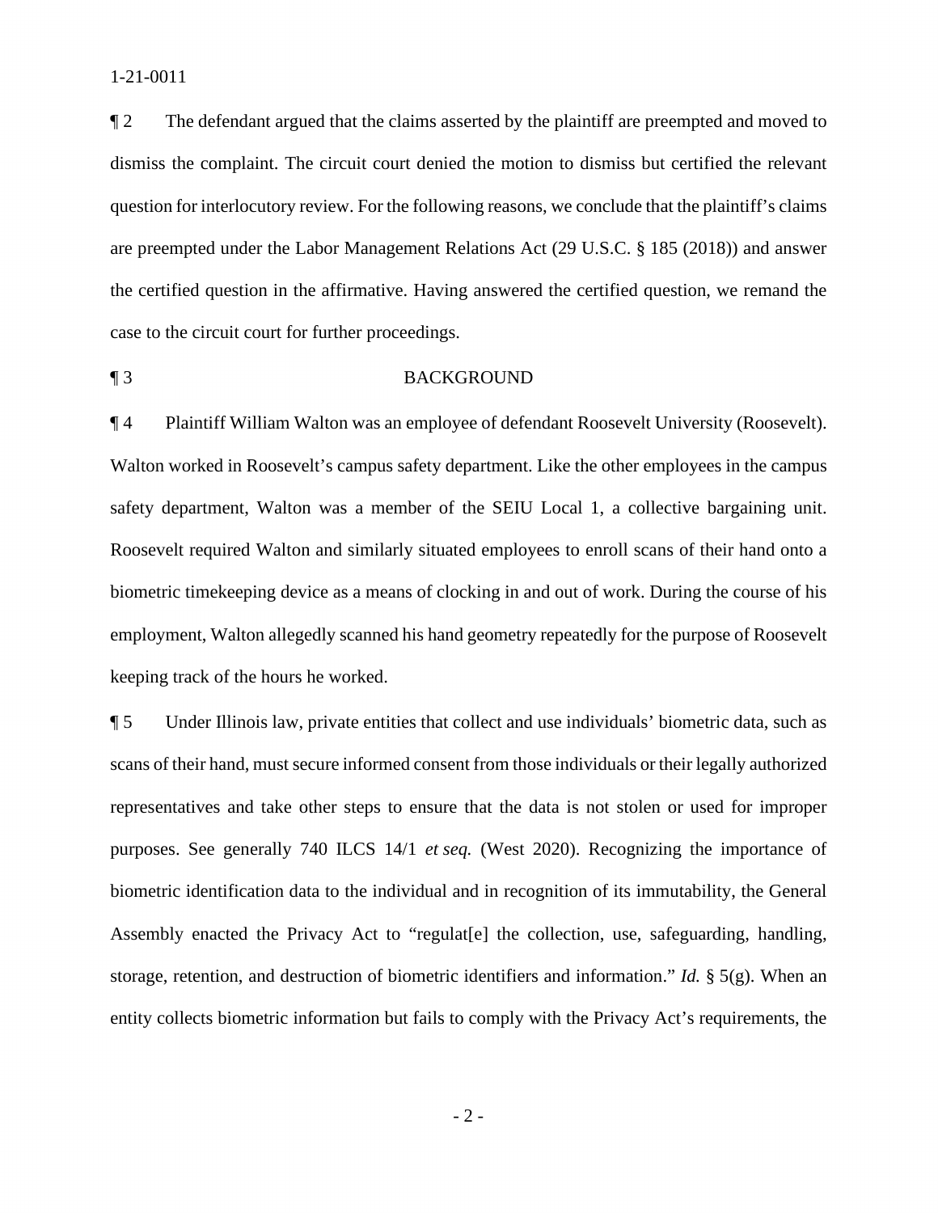¶ 2 The defendant argued that the claims asserted by the plaintiff are preempted and moved to dismiss the complaint. The circuit court denied the motion to dismiss but certified the relevant question for interlocutory review. For the following reasons, we conclude that the plaintiff's claims are preempted under the Labor Management Relations Act (29 U.S.C. § 185 (2018)) and answer the certified question in the affirmative. Having answered the certified question, we remand the case to the circuit court for further proceedings.

## ¶ 3 BACKGROUND

¶ 4 Plaintiff William Walton was an employee of defendant Roosevelt University (Roosevelt). Walton worked in Roosevelt's campus safety department. Like the other employees in the campus safety department, Walton was a member of the SEIU Local 1, a collective bargaining unit. Roosevelt required Walton and similarly situated employees to enroll scans of their hand onto a biometric timekeeping device as a means of clocking in and out of work. During the course of his employment, Walton allegedly scanned his hand geometry repeatedly for the purpose of Roosevelt keeping track of the hours he worked.

¶ 5 Under Illinois law, private entities that collect and use individuals' biometric data, such as scans of their hand, must secure informed consent from those individuals or their legally authorized representatives and take other steps to ensure that the data is not stolen or used for improper purposes. See generally 740 ILCS 14/1 *et seq.* (West 2020). Recognizing the importance of biometric identification data to the individual and in recognition of its immutability, the General Assembly enacted the Privacy Act to "regulat[e] the collection, use, safeguarding, handling, storage, retention, and destruction of biometric identifiers and information." *Id.* § 5(g). When an entity collects biometric information but fails to comply with the Privacy Act's requirements, the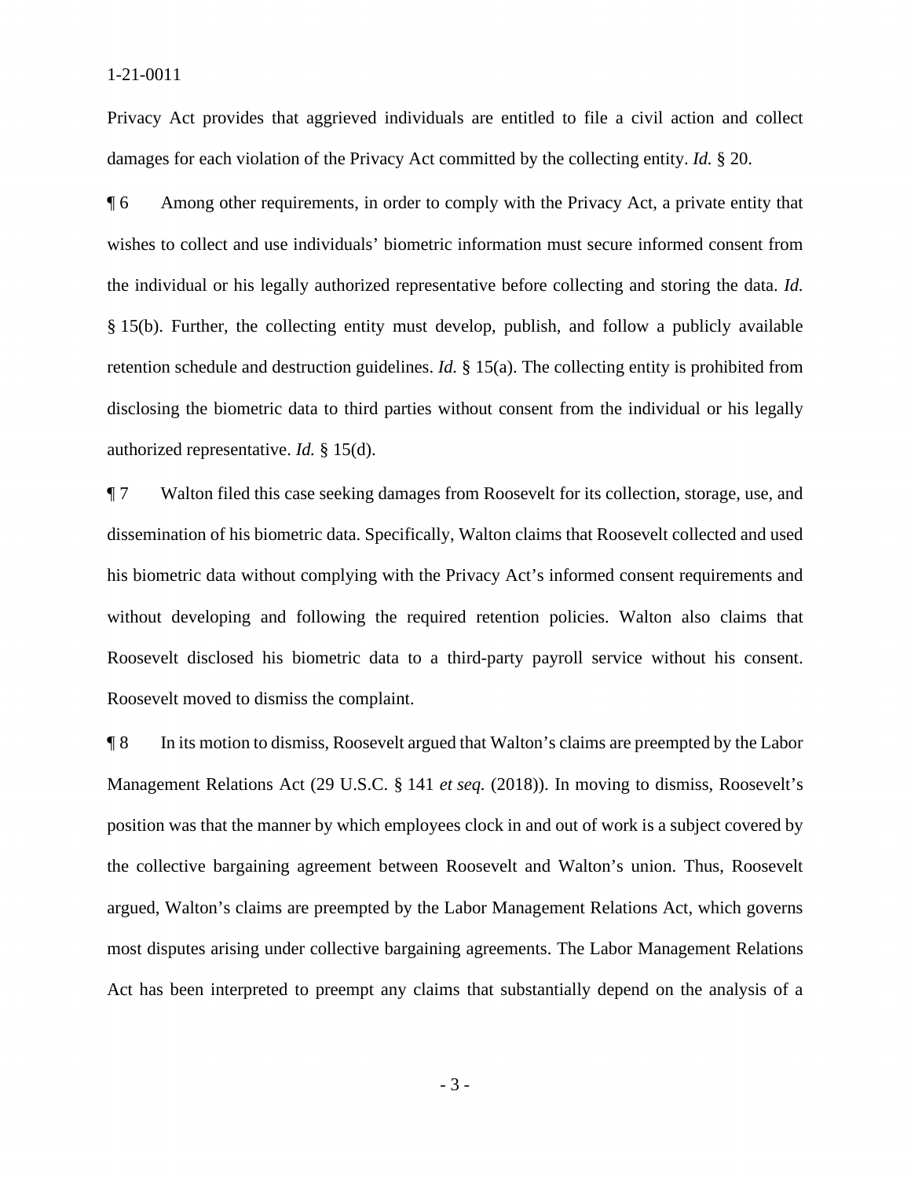Privacy Act provides that aggrieved individuals are entitled to file a civil action and collect damages for each violation of the Privacy Act committed by the collecting entity. *Id.* § 20.

¶ 6 Among other requirements, in order to comply with the Privacy Act, a private entity that wishes to collect and use individuals' biometric information must secure informed consent from the individual or his legally authorized representative before collecting and storing the data. *Id.* § 15(b). Further, the collecting entity must develop, publish, and follow a publicly available retention schedule and destruction guidelines. *Id.* § 15(a). The collecting entity is prohibited from disclosing the biometric data to third parties without consent from the individual or his legally authorized representative. *Id.* § 15(d).

¶ 7 Walton filed this case seeking damages from Roosevelt for its collection, storage, use, and dissemination of his biometric data. Specifically, Walton claims that Roosevelt collected and used his biometric data without complying with the Privacy Act's informed consent requirements and without developing and following the required retention policies. Walton also claims that Roosevelt disclosed his biometric data to a third-party payroll service without his consent. Roosevelt moved to dismiss the complaint.

¶ 8 In its motion to dismiss, Roosevelt argued that Walton's claims are preempted by the Labor Management Relations Act (29 U.S.C. § 141 *et seq.* (2018)). In moving to dismiss, Roosevelt's position was that the manner by which employees clock in and out of work is a subject covered by the collective bargaining agreement between Roosevelt and Walton's union. Thus, Roosevelt argued, Walton's claims are preempted by the Labor Management Relations Act, which governs most disputes arising under collective bargaining agreements. The Labor Management Relations Act has been interpreted to preempt any claims that substantially depend on the analysis of a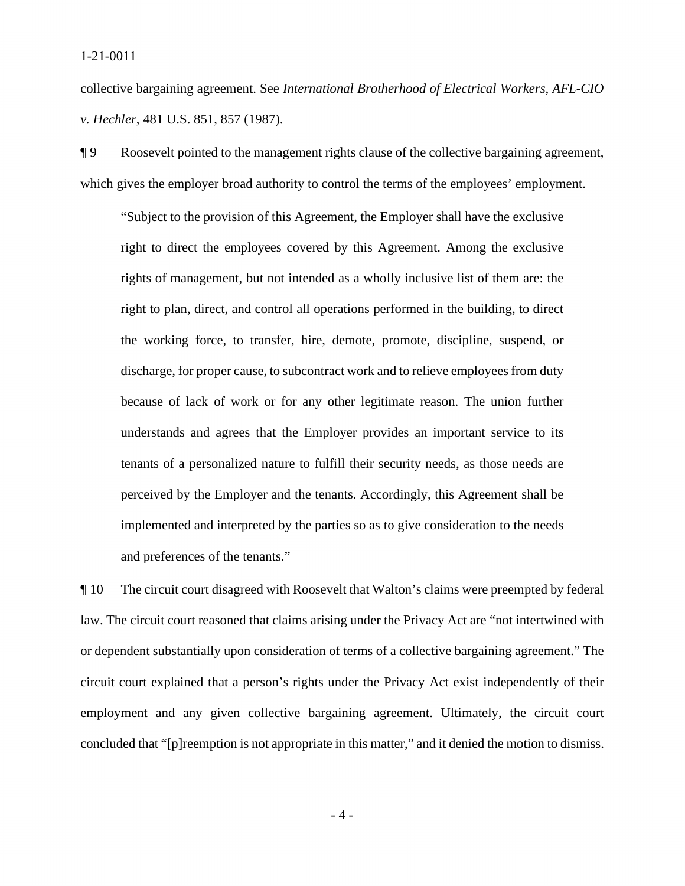collective bargaining agreement. See *International Brotherhood of Electrical Workers, AFL-CIO v. Hechler*, 481 U.S. 851, 857 (1987).

¶ 9 Roosevelt pointed to the management rights clause of the collective bargaining agreement, which gives the employer broad authority to control the terms of the employees' employment.

> "Subject to the provision of this Agreement, the Employer shall have the exclusive right to direct the employees covered by this Agreement. Among the exclusive rights of management, but not intended as a wholly inclusive list of them are: the right to plan, direct, and control all operations performed in the building, to direct the working force, to transfer, hire, demote, promote, discipline, suspend, or discharge, for proper cause, to subcontract work and to relieve employees from duty because of lack of work or for any other legitimate reason. The union further understands and agrees that the Employer provides an important service to its tenants of a personalized nature to fulfill their security needs, as those needs are perceived by the Employer and the tenants. Accordingly, this Agreement shall be implemented and interpreted by the parties so as to give consideration to the needs and preferences of the tenants."

¶ 10 The circuit court disagreed with Roosevelt that Walton's claims were preempted by federal law. The circuit court reasoned that claims arising under the Privacy Act are "not intertwined with or dependent substantially upon consideration of terms of a collective bargaining agreement." The circuit court explained that a person's rights under the Privacy Act exist independently of their employment and any given collective bargaining agreement. Ultimately, the circuit court concluded that "[p]reemption is not appropriate in this matter," and it denied the motion to dismiss.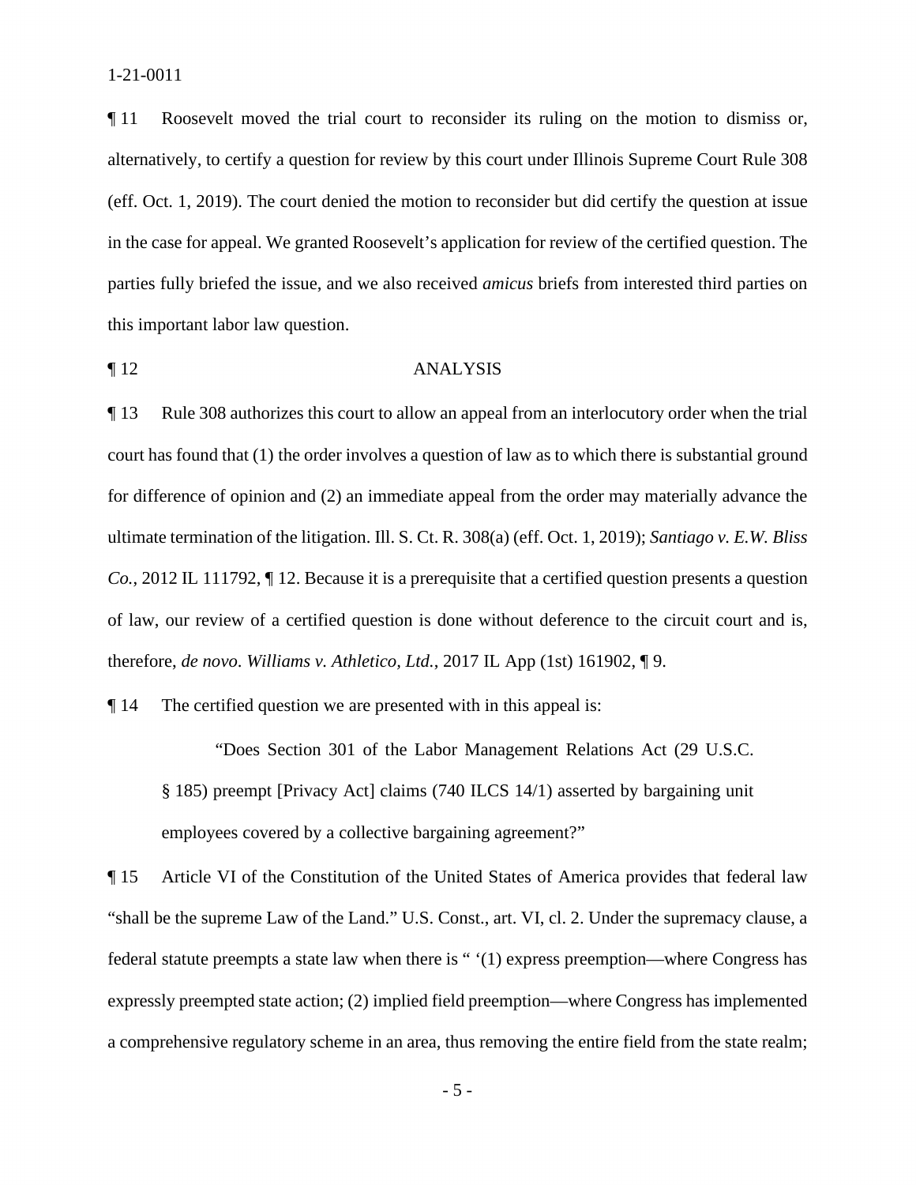¶ 11 Roosevelt moved the trial court to reconsider its ruling on the motion to dismiss or, alternatively, to certify a question for review by this court under Illinois Supreme Court Rule 308 (eff. Oct. 1, 2019). The court denied the motion to reconsider but did certify the question at issue in the case for appeal. We granted Roosevelt's application for review of the certified question. The parties fully briefed the issue, and we also received *amicus* briefs from interested third parties on this important labor law question.

¶ 12 ANALYSIS

¶ 13 Rule 308 authorizes this court to allow an appeal from an interlocutory order when the trial court has found that (1) the order involves a question of law as to which there is substantial ground for difference of opinion and (2) an immediate appeal from the order may materially advance the ultimate termination of the litigation. Ill. S. Ct. R. 308(a) (eff. Oct. 1, 2019); *Santiago v. E.W. Bliss Co.*, 2012 IL 111792, ¶ 12. Because it is a prerequisite that a certified question presents a question of law, our review of a certified question is done without deference to the circuit court and is, therefore, *de novo*. *Williams v. Athletico, Ltd.*, 2017 IL App (1st) 161902, ¶ 9.

¶ 14 The certified question we are presented with in this appeal is:

> "Does Section 301 of the Labor Management Relations Act (29 U.S.C. § 185) preempt [Privacy Act] claims (740 ILCS 14/1) asserted by bargaining unit employees covered by a collective bargaining agreement?"

¶ 15 Article VI of the Constitution of the United States of America provides that federal law "shall be the supreme Law of the Land." U.S. Const., art. VI, cl. 2. Under the supremacy clause, a federal statute preempts a state law when there is " '(1) express preemption—where Congress has expressly preempted state action; (2) implied field preemption—where Congress has implemented a comprehensive regulatory scheme in an area, thus removing the entire field from the state realm;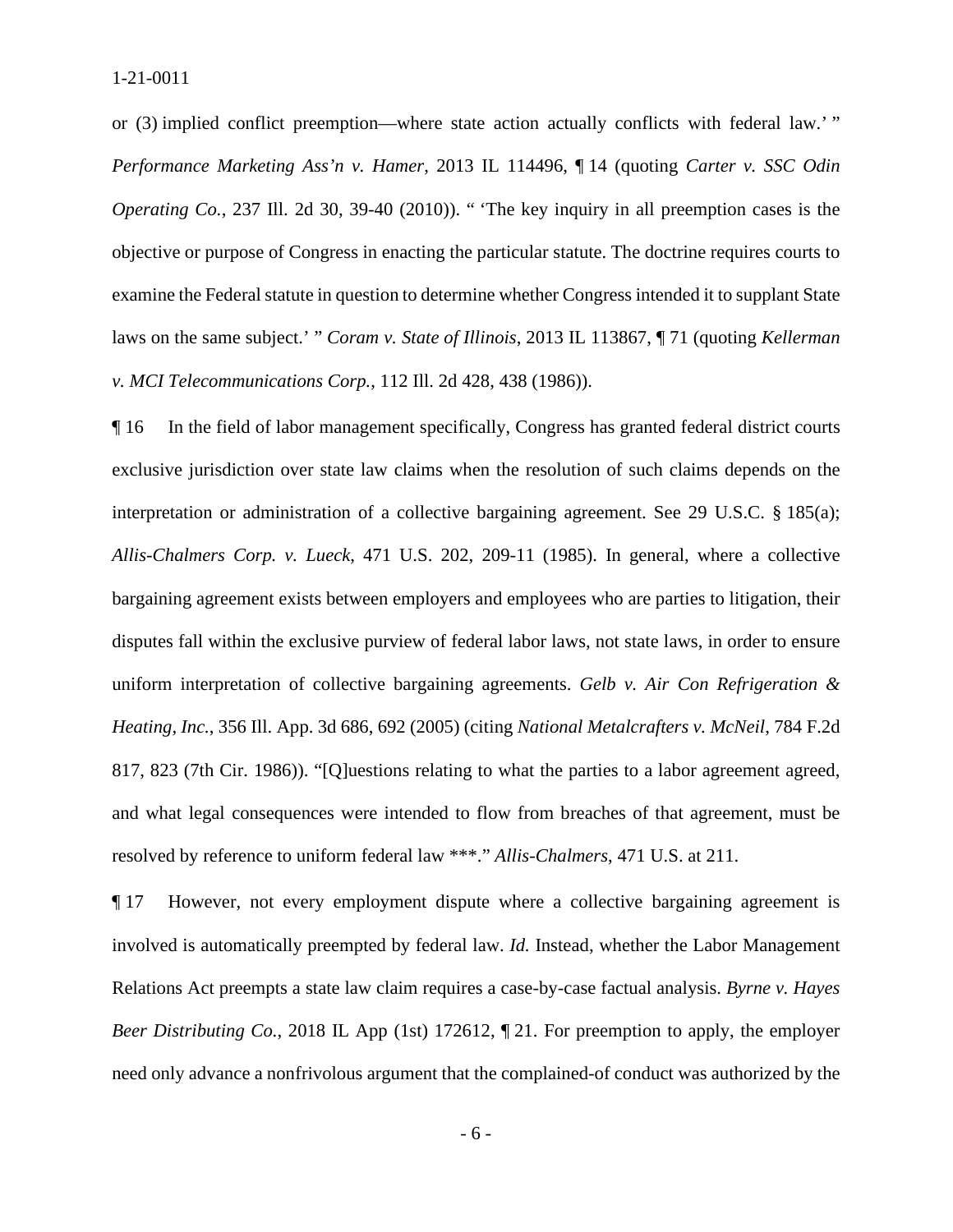or (3) implied conflict preemption—where state action actually conflicts with federal law.' " *Performance Marketing Ass'n v. Hamer*, 2013 IL 114496, ¶ 14 (quoting *Carter v. SSC Odin Operating Co.*, 237 Ill. 2d 30, 39-40 (2010)). " 'The key inquiry in all preemption cases is the objective or purpose of Congress in enacting the particular statute. The doctrine requires courts to examine the Federal statute in question to determine whether Congress intended it to supplant State laws on the same subject.' " *Coram v. State of Illinois*, 2013 IL 113867, ¶ 71 (quoting *Kellerman v. MCI Telecommunications Corp.*, 112 Ill. 2d 428, 438 (1986)).

¶ 16 In the field of labor management specifically, Congress has granted federal district courts exclusive jurisdiction over state law claims when the resolution of such claims depends on the interpretation or administration of a collective bargaining agreement. See 29 U.S.C. § 185(a); *Allis-Chalmers Corp. v. Lueck*, 471 U.S. 202, 209-11 (1985). In general, where a collective bargaining agreement exists between employers and employees who are parties to litigation, their disputes fall within the exclusive purview of federal labor laws, not state laws, in order to ensure uniform interpretation of collective bargaining agreements. *Gelb v. Air Con Refrigeration & Heating, Inc.*, 356 Ill. App. 3d 686, 692 (2005) (citing *National Metalcrafters v. McNeil*, 784 F.2d 817, 823 (7th Cir. 1986)). "[Q]uestions relating to what the parties to a labor agreement agreed, and what legal consequences were intended to flow from breaches of that agreement, must be resolved by reference to uniform federal law ***." *Allis-Chalmers*, 471 U.S. at 211.

¶ 17 However, not every employment dispute where a collective bargaining agreement is involved is automatically preempted by federal law. *Id.* Instead, whether the Labor Management Relations Act preempts a state law claim requires a case-by-case factual analysis. *Byrne v. Hayes Beer Distributing Co.*, 2018 IL App (1st) 172612, ¶ 21. For preemption to apply, the employer need only advance a nonfrivolous argument that the complained-of conduct was authorized by the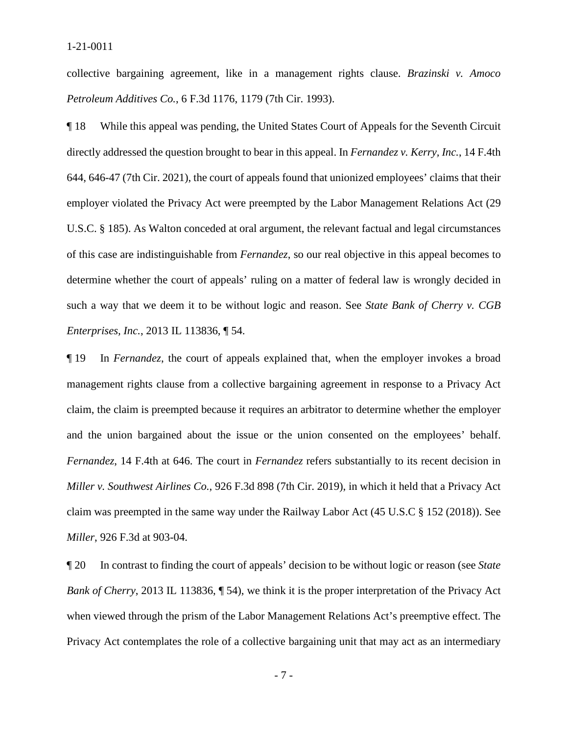collective bargaining agreement, like in a management rights clause. *Brazinski v. Amoco Petroleum Additives Co.*, 6 F.3d 1176, 1179 (7th Cir. 1993).

¶ 18 While this appeal was pending, the United States Court of Appeals for the Seventh Circuit directly addressed the question brought to bear in this appeal. In *Fernandez v. Kerry, Inc.*, 14 F.4th 644, 646-47 (7th Cir. 2021), the court of appeals found that unionized employees' claims that their employer violated the Privacy Act were preempted by the Labor Management Relations Act (29 U.S.C. § 185). As Walton conceded at oral argument, the relevant factual and legal circumstances of this case are indistinguishable from *Fernandez*, so our real objective in this appeal becomes to determine whether the court of appeals' ruling on a matter of federal law is wrongly decided in such a way that we deem it to be without logic and reason. See *State Bank of Cherry v. CGB Enterprises, Inc.*, 2013 IL 113836, ¶ 54.

¶ 19 In *Fernandez*, the court of appeals explained that, when the employer invokes a broad management rights clause from a collective bargaining agreement in response to a Privacy Act claim, the claim is preempted because it requires an arbitrator to determine whether the employer and the union bargained about the issue or the union consented on the employees' behalf. *Fernandez*, 14 F.4th at 646. The court in *Fernandez* refers substantially to its recent decision in *Miller v. Southwest Airlines Co.*, 926 F.3d 898 (7th Cir. 2019), in which it held that a Privacy Act claim was preempted in the same way under the Railway Labor Act (45 U.S.C § 152 (2018)). See *Miller*, 926 F.3d at 903-04.

¶ 20 In contrast to finding the court of appeals' decision to be without logic or reason (see *State Bank of Cherry*, 2013 IL 113836, ¶ 54), we think it is the proper interpretation of the Privacy Act when viewed through the prism of the Labor Management Relations Act's preemptive effect. The Privacy Act contemplates the role of a collective bargaining unit that may act as an intermediary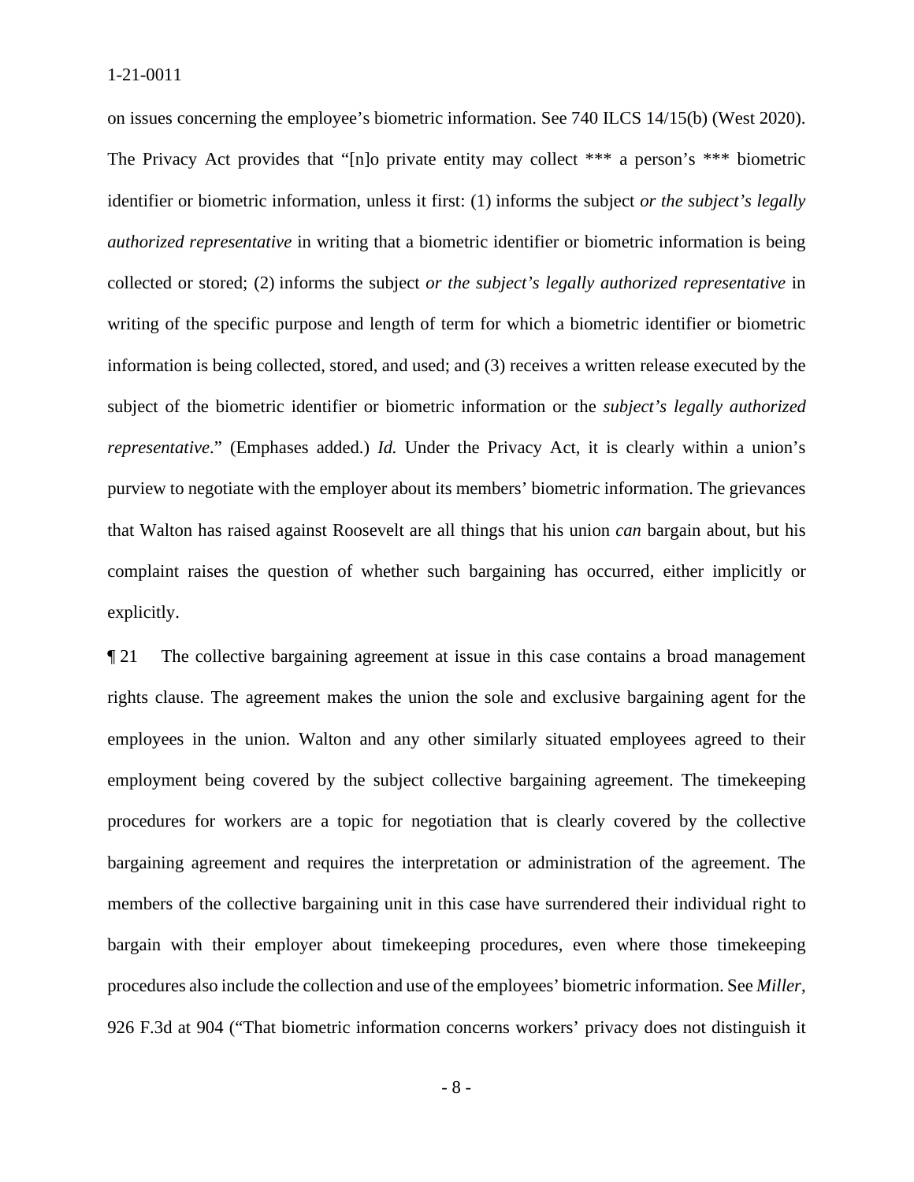on issues concerning the employee's biometric information. See 740 ILCS 14/15(b) (West 2020). The Privacy Act provides that "[n]o private entity may collect *** a person's *** biometric identifier or biometric information, unless it first: (1) informs the subject *or the subject's legally authorized representative* in writing that a biometric identifier or biometric information is being collected or stored; (2) informs the subject *or the subject's legally authorized representative* in writing of the specific purpose and length of term for which a biometric identifier or biometric information is being collected, stored, and used; and (3) receives a written release executed by the subject of the biometric identifier or biometric information or the *subject's legally authorized representative*." (Emphases added.) *Id.* Under the Privacy Act, it is clearly within a union's purview to negotiate with the employer about its members' biometric information. The grievances that Walton has raised against Roosevelt are all things that his union *can* bargain about, but his complaint raises the question of whether such bargaining has occurred, either implicitly or explicitly.

¶ 21 The collective bargaining agreement at issue in this case contains a broad management rights clause. The agreement makes the union the sole and exclusive bargaining agent for the employees in the union. Walton and any other similarly situated employees agreed to their employment being covered by the subject collective bargaining agreement. The timekeeping procedures for workers are a topic for negotiation that is clearly covered by the collective bargaining agreement and requires the interpretation or administration of the agreement. The members of the collective bargaining unit in this case have surrendered their individual right to bargain with their employer about timekeeping procedures, even where those timekeeping procedures also include the collection and use of the employees' biometric information. See *Miller*, 926 F.3d at 904 ("That biometric information concerns workers' privacy does not distinguish it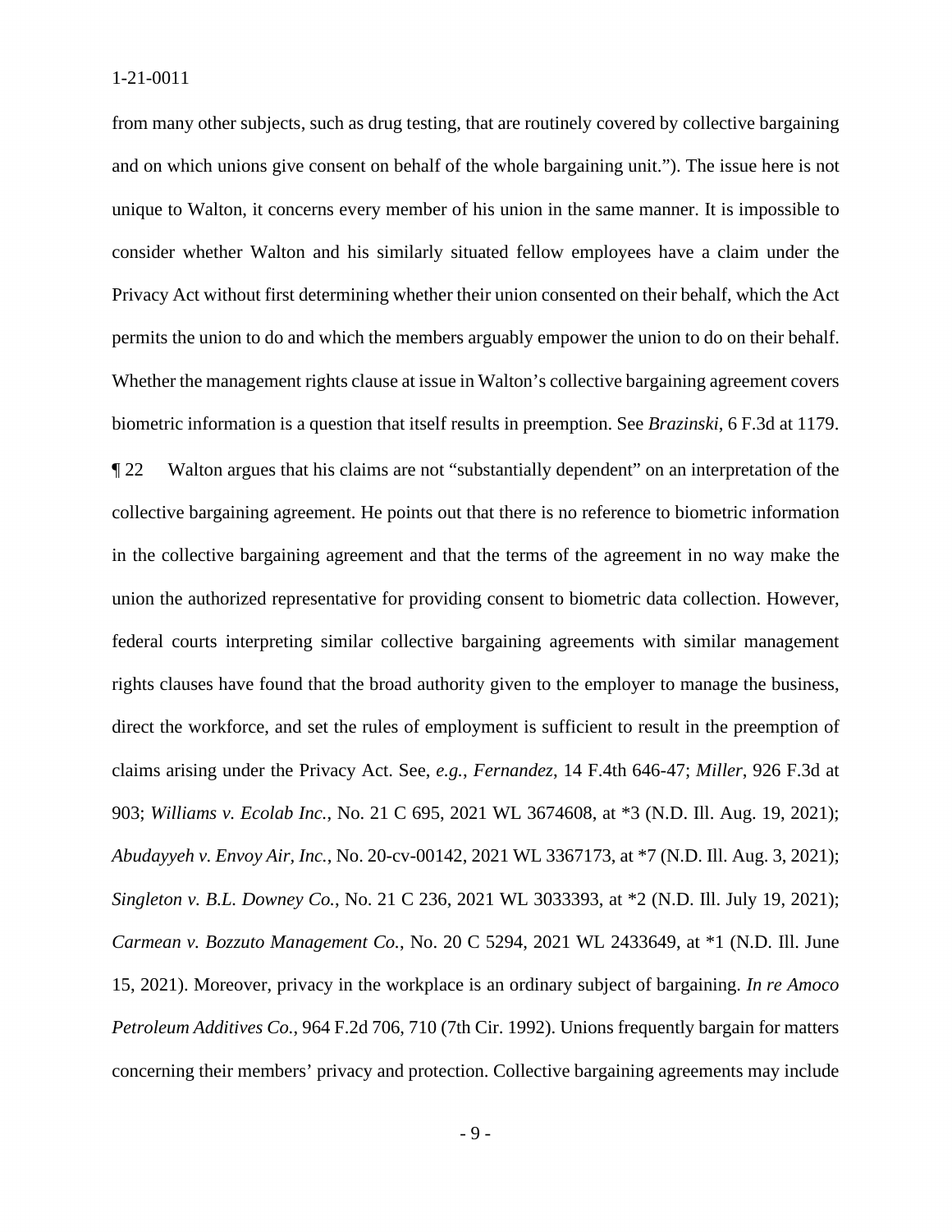from many other subjects, such as drug testing, that are routinely covered by collective bargaining and on which unions give consent on behalf of the whole bargaining unit."). The issue here is not unique to Walton, it concerns every member of his union in the same manner. It is impossible to consider whether Walton and his similarly situated fellow employees have a claim under the Privacy Act without first determining whether their union consented on their behalf, which the Act permits the union to do and which the members arguably empower the union to do on their behalf. Whether the management rights clause at issue in Walton's collective bargaining agreement covers biometric information is a question that itself results in preemption. See *Brazinski*, 6 F.3d at 1179.

¶ 22 Walton argues that his claims are not "substantially dependent" on an interpretation of the collective bargaining agreement. He points out that there is no reference to biometric information in the collective bargaining agreement and that the terms of the agreement in no way make the union the authorized representative for providing consent to biometric data collection. However, federal courts interpreting similar collective bargaining agreements with similar management rights clauses have found that the broad authority given to the employer to manage the business, direct the workforce, and set the rules of employment is sufficient to result in the preemption of claims arising under the Privacy Act. See, *e.g.*, *Fernandez*, 14 F.4th 646-47; *Miller*, 926 F.3d at 903; *Williams v. Ecolab Inc.*, No. 21 C 695, 2021 WL 3674608, at *3 (N.D. Ill. Aug. 19, 2021); *Abudayyeh v. Envoy Air, Inc.*, No. 20-cv-00142, 2021 WL 3367173, at *7 (N.D. Ill. Aug. 3, 2021); *Singleton v. B.L. Downey Co.*, No. 21 C 236, 2021 WL 3033393, at *2 (N.D. Ill. July 19, 2021); *Carmean v. Bozzuto Management Co.*, No. 20 C 5294, 2021 WL 2433649, at *1 (N.D. Ill. June 15, 2021). Moreover, privacy in the workplace is an ordinary subject of bargaining. *In re Amoco Petroleum Additives Co.*, 964 F.2d 706, 710 (7th Cir. 1992). Unions frequently bargain for matters concerning their members' privacy and protection. Collective bargaining agreements may include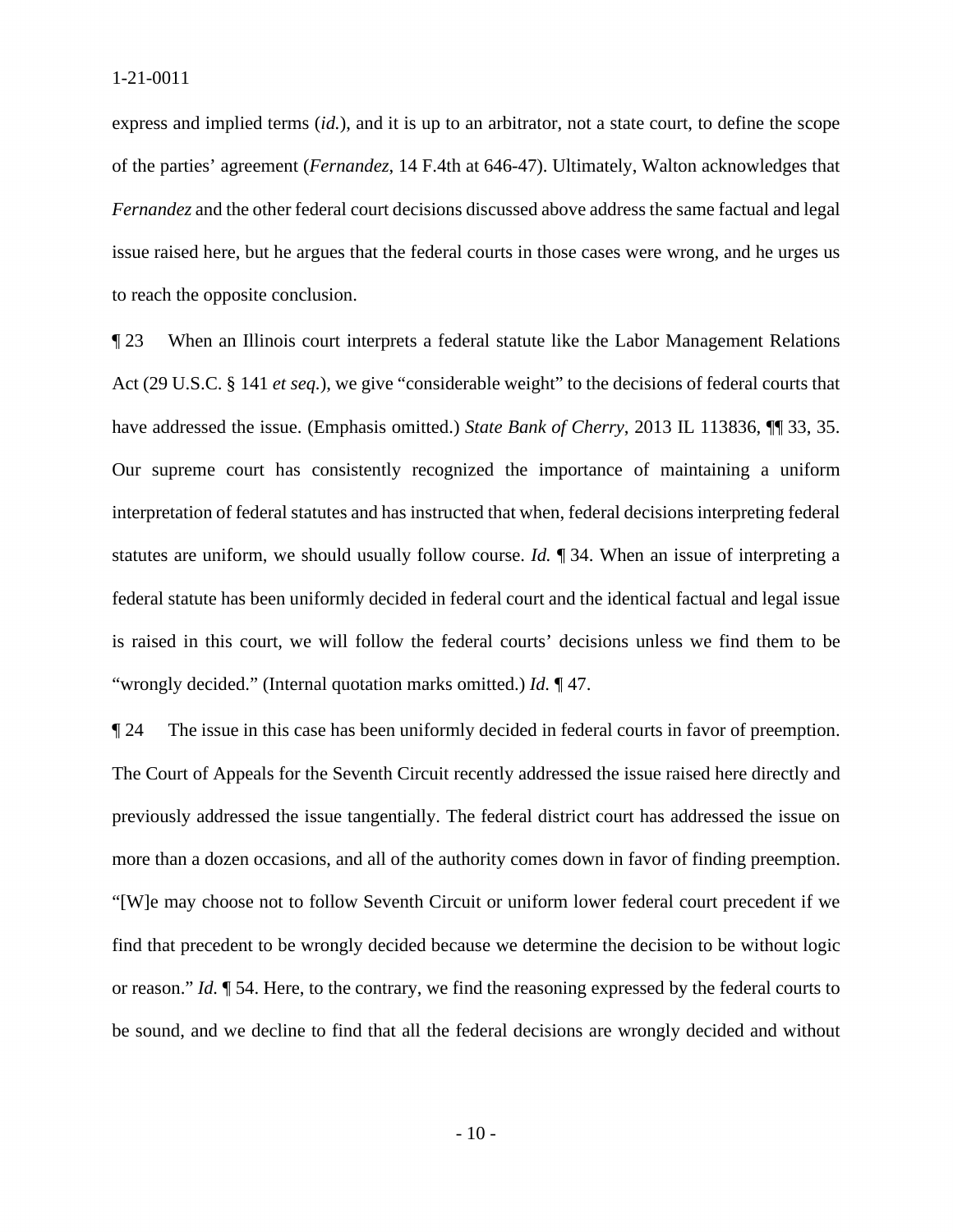express and implied terms (*id.*), and it is up to an arbitrator, not a state court, to define the scope of the parties' agreement (*Fernandez*, 14 F.4th at 646-47). Ultimately, Walton acknowledges that *Fernandez* and the other federal court decisions discussed above address the same factual and legal issue raised here, but he argues that the federal courts in those cases were wrong, and he urges us to reach the opposite conclusion.

¶ 23 When an Illinois court interprets a federal statute like the Labor Management Relations Act (29 U.S.C. § 141 *et seq.*), we give "considerable weight" to the decisions of federal courts that have addressed the issue. (Emphasis omitted.) *State Bank of Cherry*, 2013 IL 113836, ¶¶ 33, 35. Our supreme court has consistently recognized the importance of maintaining a uniform interpretation of federal statutes and has instructed that when, federal decisions interpreting federal statutes are uniform, we should usually follow course. *Id.* ¶ 34. When an issue of interpreting a federal statute has been uniformly decided in federal court and the identical factual and legal issue is raised in this court, we will follow the federal courts' decisions unless we find them to be "wrongly decided." (Internal quotation marks omitted.) *Id.* ¶ 47.

¶ 24 The issue in this case has been uniformly decided in federal courts in favor of preemption. The Court of Appeals for the Seventh Circuit recently addressed the issue raised here directly and previously addressed the issue tangentially. The federal district court has addressed the issue on more than a dozen occasions, and all of the authority comes down in favor of finding preemption. "[W]e may choose not to follow Seventh Circuit or uniform lower federal court precedent if we find that precedent to be wrongly decided because we determine the decision to be without logic or reason." *Id.* ¶ 54. Here, to the contrary, we find the reasoning expressed by the federal courts to be sound, and we decline to find that all the federal decisions are wrongly decided and without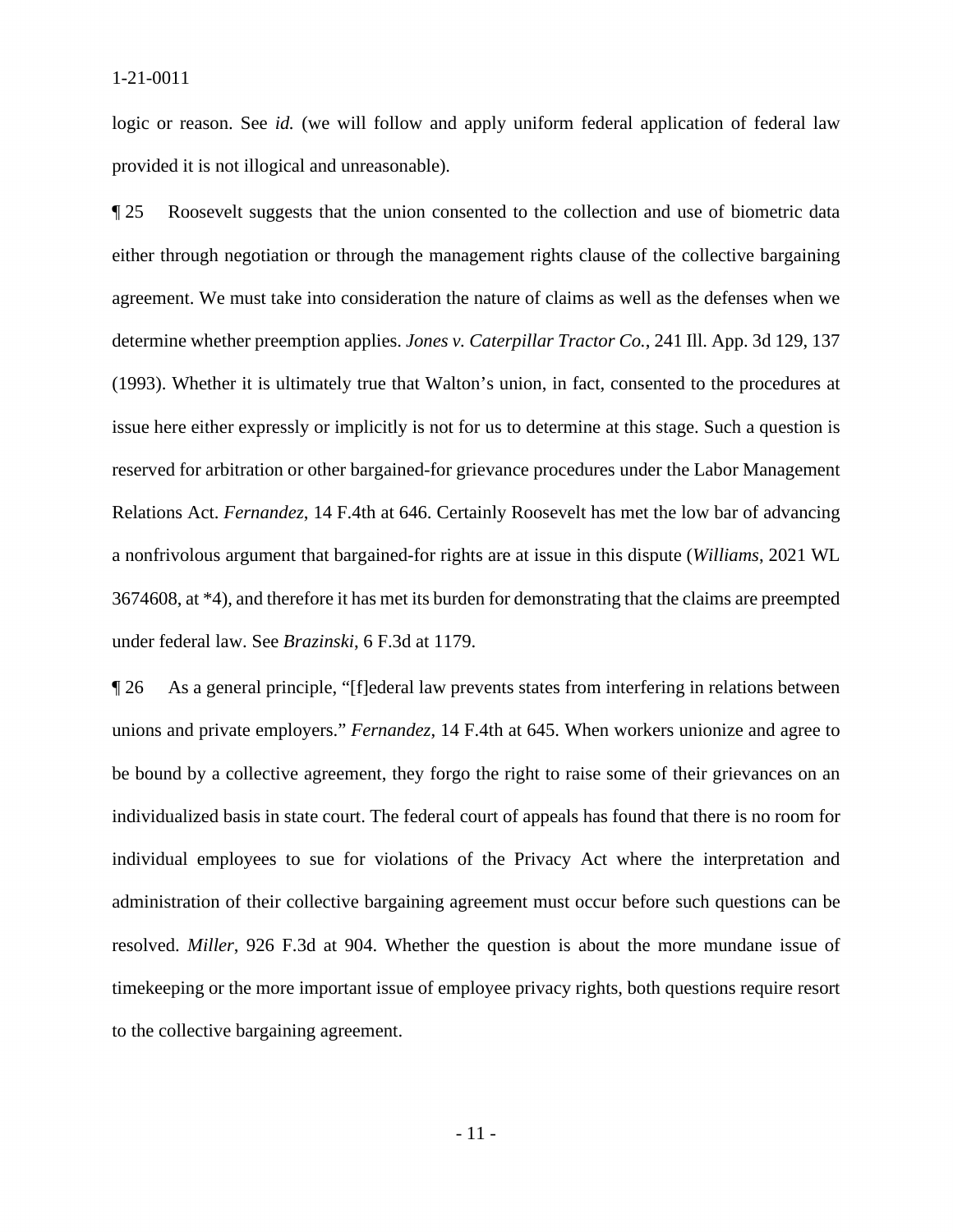logic or reason. See *id.* (we will follow and apply uniform federal application of federal law provided it is not illogical and unreasonable).

¶ 25 Roosevelt suggests that the union consented to the collection and use of biometric data either through negotiation or through the management rights clause of the collective bargaining agreement. We must take into consideration the nature of claims as well as the defenses when we determine whether preemption applies. *Jones v. Caterpillar Tractor Co.*, 241 Ill. App. 3d 129, 137 (1993). Whether it is ultimately true that Walton's union, in fact, consented to the procedures at issue here either expressly or implicitly is not for us to determine at this stage. Such a question is reserved for arbitration or other bargained-for grievance procedures under the Labor Management Relations Act. *Fernandez*, 14 F.4th at 646. Certainly Roosevelt has met the low bar of advancing a nonfrivolous argument that bargained-for rights are at issue in this dispute (*Williams*, 2021 WL 3674608, at *4), and therefore it has met its burden for demonstrating that the claims are preempted under federal law. See *Brazinski*, 6 F.3d at 1179.

¶ 26 As a general principle, "[f]ederal law prevents states from interfering in relations between unions and private employers." *Fernandez*, 14 F.4th at 645. When workers unionize and agree to be bound by a collective agreement, they forgo the right to raise some of their grievances on an individualized basis in state court. The federal court of appeals has found that there is no room for individual employees to sue for violations of the Privacy Act where the interpretation and administration of their collective bargaining agreement must occur before such questions can be resolved. *Miller*, 926 F.3d at 904. Whether the question is about the more mundane issue of timekeeping or the more important issue of employee privacy rights, both questions require resort to the collective bargaining agreement.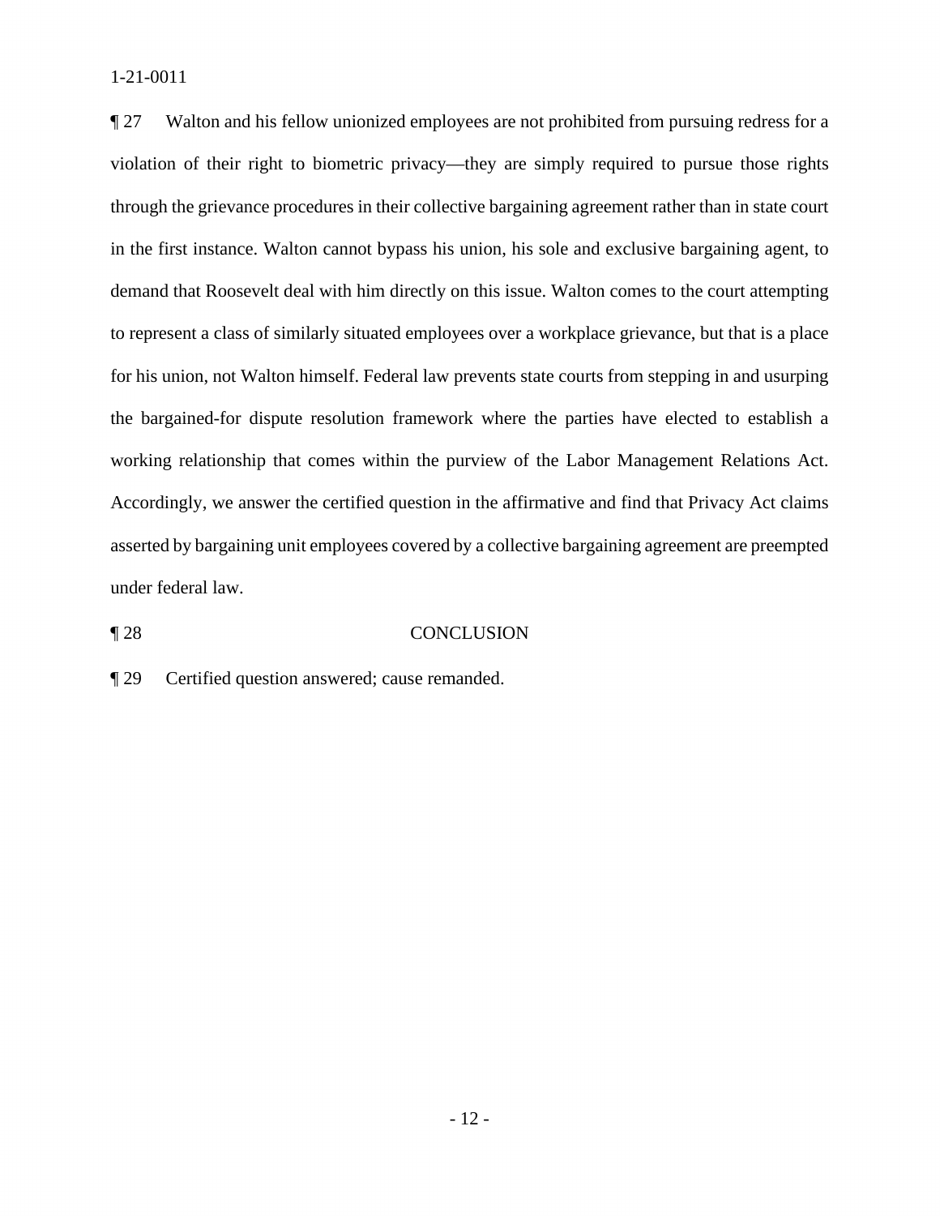¶ 27 Walton and his fellow unionized employees are not prohibited from pursuing redress for a violation of their right to biometric privacy—they are simply required to pursue those rights through the grievance procedures in their collective bargaining agreement rather than in state court in the first instance. Walton cannot bypass his union, his sole and exclusive bargaining agent, to demand that Roosevelt deal with him directly on this issue. Walton comes to the court attempting to represent a class of similarly situated employees over a workplace grievance, but that is a place for his union, not Walton himself. Federal law prevents state courts from stepping in and usurping the bargained-for dispute resolution framework where the parties have elected to establish a working relationship that comes within the purview of the Labor Management Relations Act. Accordingly, we answer the certified question in the affirmative and find that Privacy Act claims asserted by bargaining unit employees covered by a collective bargaining agreement are preempted under federal law.

## ¶ 28 CONCLUSION

¶ 29 Certified question answered; cause remanded.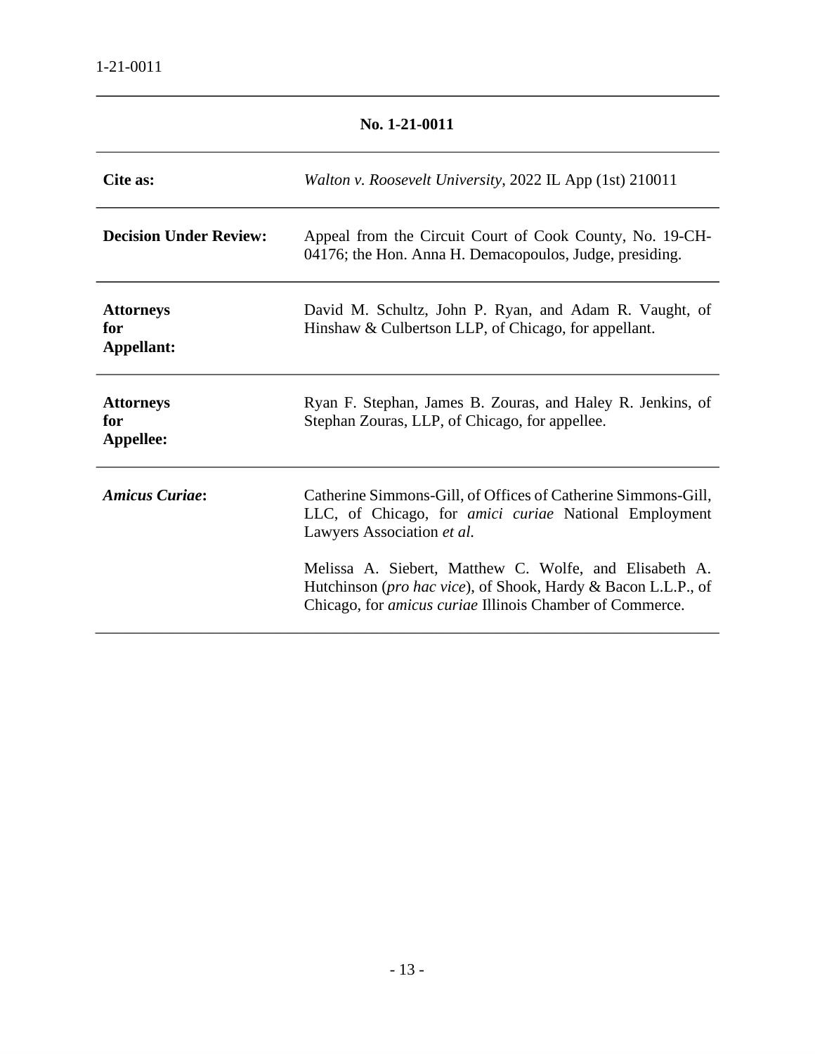**No. 1-21-0011**

| | |
|---|---|
| **Cite as:** | *Walton v. Roosevelt University*, 2022 IL App (1st) 210011 |
| **Decision Under Review:** | Appeal from the Circuit Court of Cook County, No. 19-CH-04176; the Hon. Anna H. Demacopoulos, Judge, presiding. |
| **Attorneys for Appellant:** | David M. Schultz, John P. Ryan, and Adam R. Vaught, of Hinshaw & Culbertson LLP, of Chicago, for appellant. |
| **Attorneys for Appellee:** | Ryan F. Stephan, James B. Zouras, and Haley R. Jenkins, of Stephan Zouras, LLP, of Chicago, for appellee. |
| ***Amicus Curiae*:** | Catherine Simmons-Gill, of Offices of Catherine Simmons-Gill, LLC, of Chicago, for *amici curiae* National Employment Lawyers Association *et al.*<br><br>Melissa A. Siebert, Matthew C. Wolfe, and Elisabeth A. Hutchinson (*pro hac vice*), of Shook, Hardy & Bacon L.L.P., of Chicago, for *amicus curiae* Illinois Chamber of Commerce. |